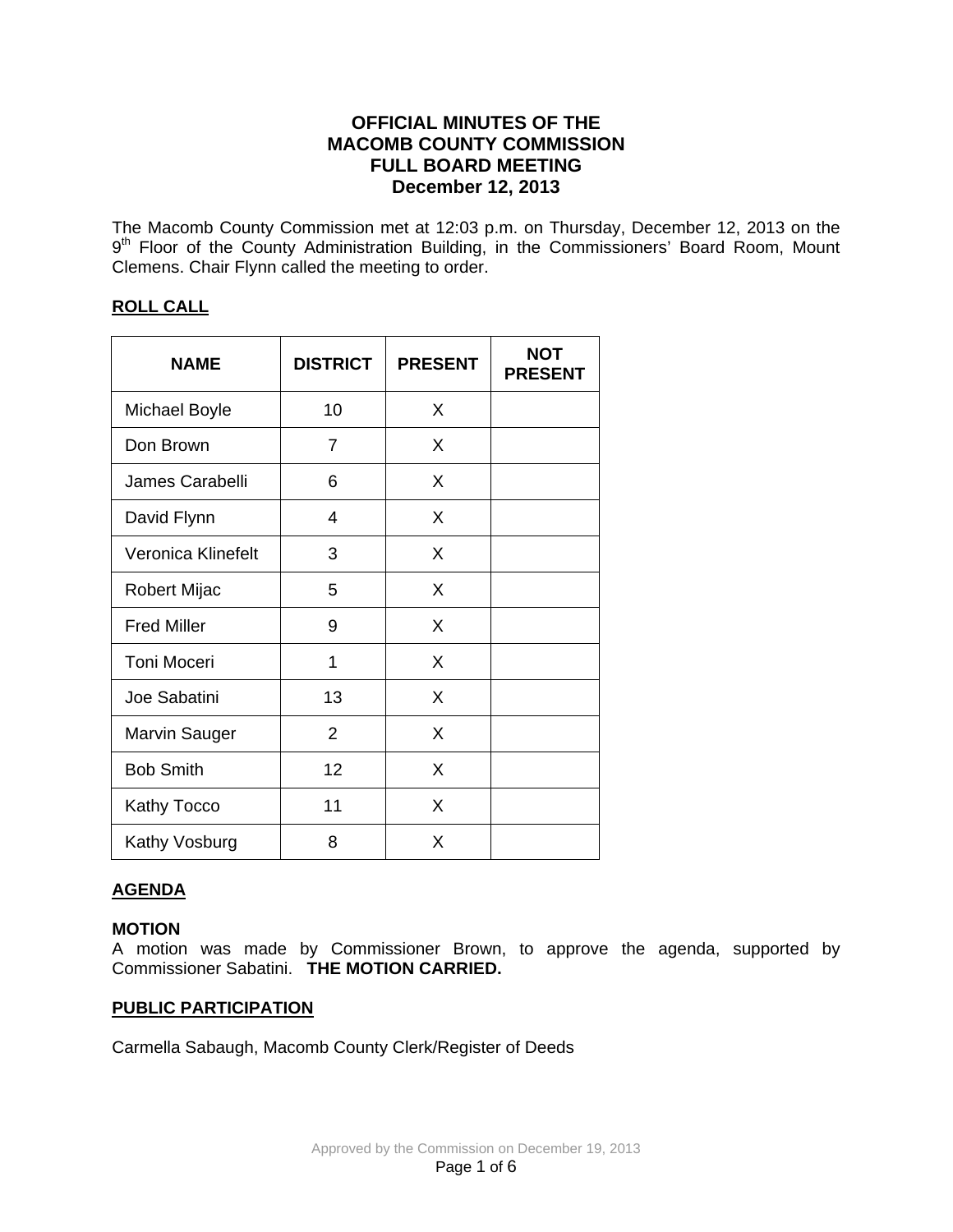# OFFICIAL MINUTES OF THE MACOMB COUNTY COMMISSION FULL BOARD MEETING December 12, 2013

The Macomb County Commission met at 12:03 p.m. on Thursday, December 12, 2013 on the 9th Floor of the County Administration Building, in the Commissioners' Board Room, Mount Clemens. Chair Flynn called the meeting to order.

## ROLL CALL

| NAME | DISTRICT | PRESENT | NOT PRESENT |
|---|---|---|---|
| Michael Boyle | 10 | X | |
| Don Brown | 7 | X | |
| James Carabelli | 6 | X | |
| David Flynn | 4 | X | |
| Veronica Klinefelt | 3 | X | |
| Robert Mijac | 5 | X | |
| Fred Miller | 9 | X | |
| Toni Moceri | 1 | X | |
| Joe Sabatini | 13 | X | |
| Marvin Sauger | 2 | X | |
| Bob Smith | 12 | X | |
| Kathy Tocco | 11 | X | |
| Kathy Vosburg | 8 | X | |

## AGENDA

**MOTION**

A motion was made by Commissioner Brown, to approve the agenda, supported by Commissioner Sabatini. **THE MOTION CARRIED.**

## PUBLIC PARTICIPATION

Carmella Sabaugh, Macomb County Clerk/Register of Deeds

Approved by the Commission on December 19, 2013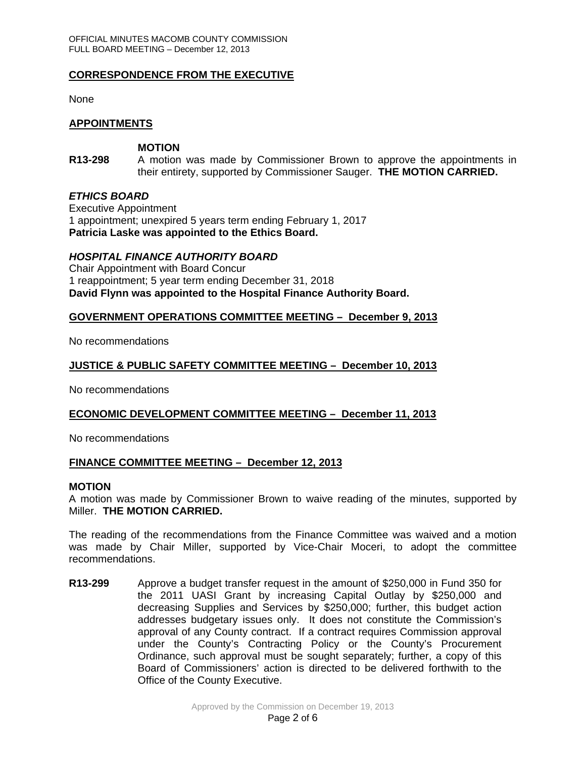## CORRESPONDENCE FROM THE EXECUTIVE

None

## APPOINTMENTS

**MOTION**

**R13-298** A motion was made by Commissioner Brown to approve the appointments in their entirety, supported by Commissioner Sauger. **THE MOTION CARRIED.**

***ETHICS BOARD***

Executive Appointment
1 appointment; unexpired 5 years term ending February 1, 2017
**Patricia Laske was appointed to the Ethics Board.**

***HOSPITAL FINANCE AUTHORITY BOARD***

Chair Appointment with Board Concur
1 reappointment; 5 year term ending December 31, 2018
**David Flynn was appointed to the Hospital Finance Authority Board.**

## GOVERNMENT OPERATIONS COMMITTEE MEETING – December 9, 2013

No recommendations

## JUSTICE & PUBLIC SAFETY COMMITTEE MEETING – December 10, 2013

No recommendations

## ECONOMIC DEVELOPMENT COMMITTEE MEETING – December 11, 2013

No recommendations

## FINANCE COMMITTEE MEETING – December 12, 2013

**MOTION**

A motion was made by Commissioner Brown to waive reading of the minutes, supported by Miller. **THE MOTION CARRIED.**

The reading of the recommendations from the Finance Committee was waived and a motion was made by Chair Miller, supported by Vice-Chair Moceri, to adopt the committee recommendations.

**R13-299** Approve a budget transfer request in the amount of $250,000 in Fund 350 for the 2011 UASI Grant by increasing Capital Outlay by $250,000 and decreasing Supplies and Services by $250,000; further, this budget action addresses budgetary issues only. It does not constitute the Commission's approval of any County contract. If a contract requires Commission approval under the County's Contracting Policy or the County's Procurement Ordinance, such approval must be sought separately; further, a copy of this Board of Commissioners' action is directed to be delivered forthwith to the Office of the County Executive.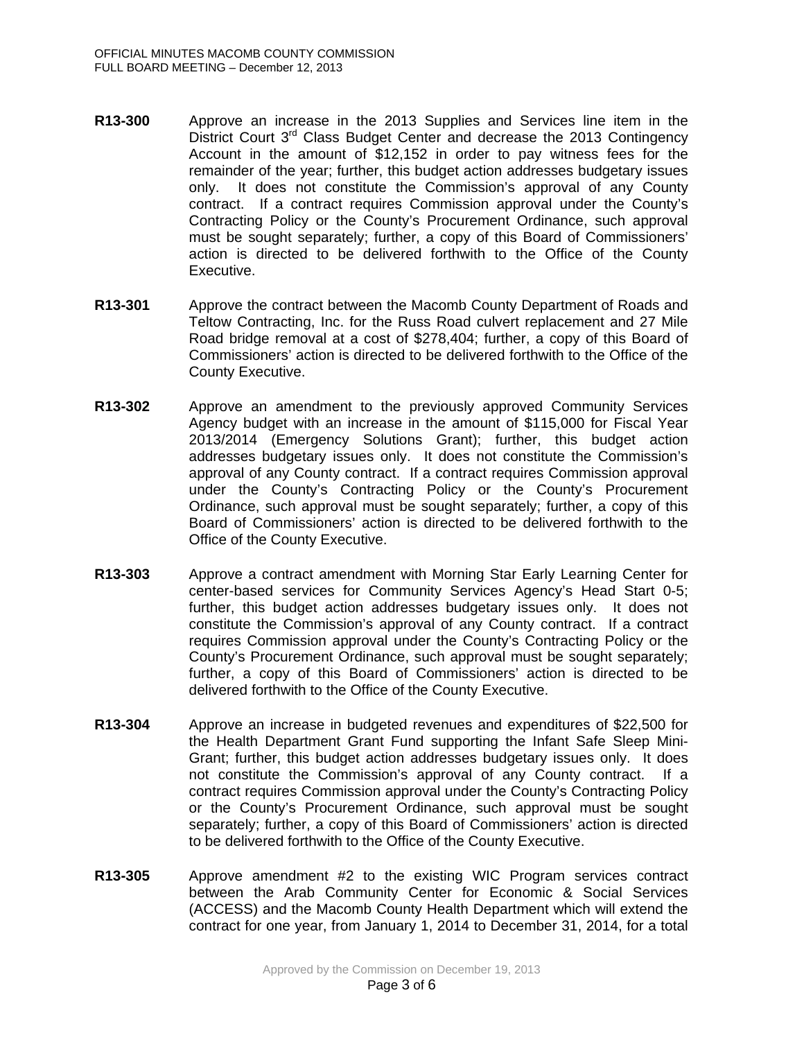**R13-300** Approve an increase in the 2013 Supplies and Services line item in the District Court 3rd Class Budget Center and decrease the 2013 Contingency Account in the amount of $12,152 in order to pay witness fees for the remainder of the year; further, this budget action addresses budgetary issues only. It does not constitute the Commission's approval of any County contract. If a contract requires Commission approval under the County's Contracting Policy or the County's Procurement Ordinance, such approval must be sought separately; further, a copy of this Board of Commissioners' action is directed to be delivered forthwith to the Office of the County Executive.

**R13-301** Approve the contract between the Macomb County Department of Roads and Teltow Contracting, Inc. for the Russ Road culvert replacement and 27 Mile Road bridge removal at a cost of $278,404; further, a copy of this Board of Commissioners' action is directed to be delivered forthwith to the Office of the County Executive.

**R13-302** Approve an amendment to the previously approved Community Services Agency budget with an increase in the amount of $115,000 for Fiscal Year 2013/2014 (Emergency Solutions Grant); further, this budget action addresses budgetary issues only. It does not constitute the Commission's approval of any County contract. If a contract requires Commission approval under the County's Contracting Policy or the County's Procurement Ordinance, such approval must be sought separately; further, a copy of this Board of Commissioners' action is directed to be delivered forthwith to the Office of the County Executive.

**R13-303** Approve a contract amendment with Morning Star Early Learning Center for center-based services for Community Services Agency's Head Start 0-5; further, this budget action addresses budgetary issues only. It does not constitute the Commission's approval of any County contract. If a contract requires Commission approval under the County's Contracting Policy or the County's Procurement Ordinance, such approval must be sought separately; further, a copy of this Board of Commissioners' action is directed to be delivered forthwith to the Office of the County Executive.

**R13-304** Approve an increase in budgeted revenues and expenditures of $22,500 for the Health Department Grant Fund supporting the Infant Safe Sleep Mini-Grant; further, this budget action addresses budgetary issues only. It does not constitute the Commission's approval of any County contract. If a contract requires Commission approval under the County's Contracting Policy or the County's Procurement Ordinance, such approval must be sought separately; further, a copy of this Board of Commissioners' action is directed to be delivered forthwith to the Office of the County Executive.

**R13-305** Approve amendment #2 to the existing WIC Program services contract between the Arab Community Center for Economic & Social Services (ACCESS) and the Macomb County Health Department which will extend the contract for one year, from January 1, 2014 to December 31, 2014, for a total

Approved by the Commission on December 19, 2013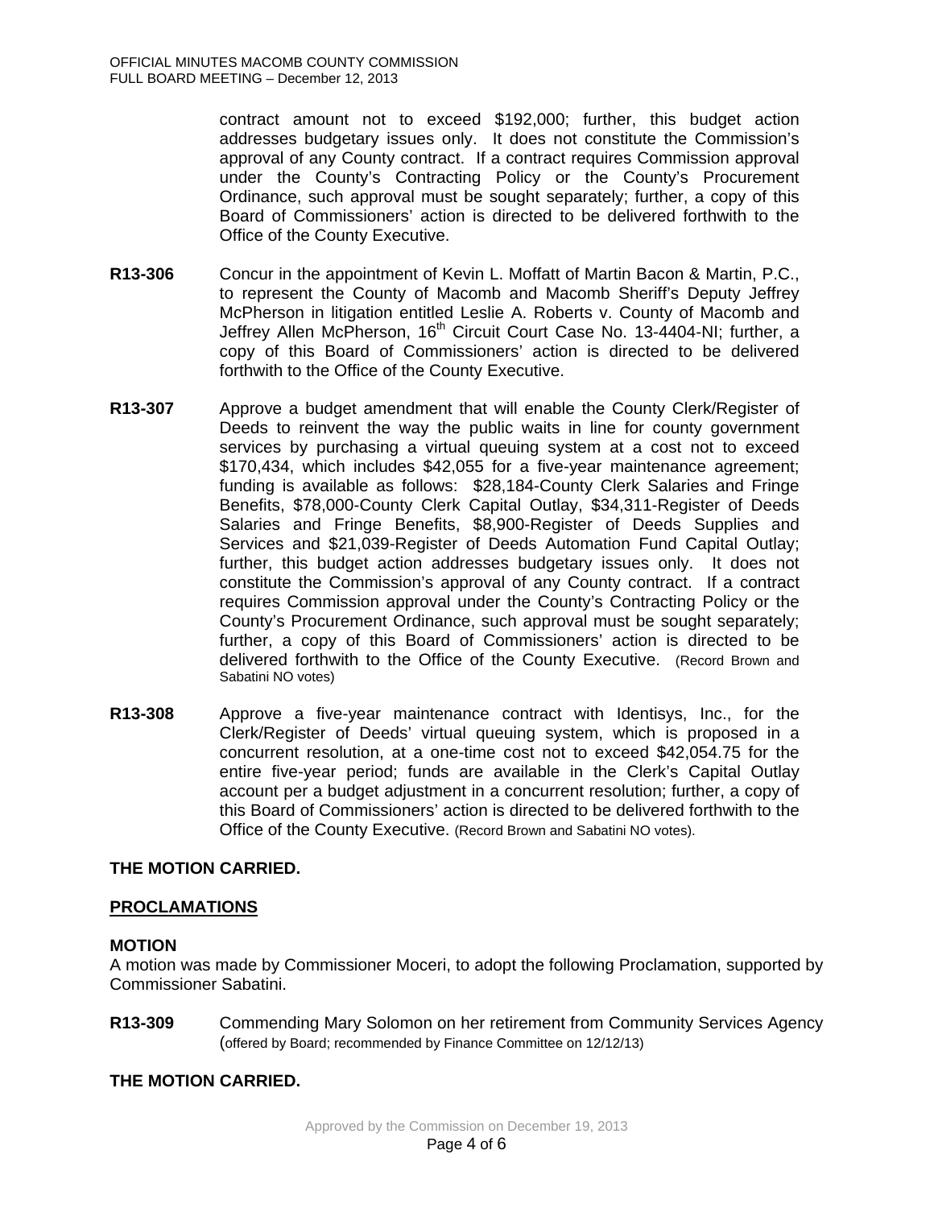contract amount not to exceed $192,000; further, this budget action addresses budgetary issues only. It does not constitute the Commission's approval of any County contract. If a contract requires Commission approval under the County's Contracting Policy or the County's Procurement Ordinance, such approval must be sought separately; further, a copy of this Board of Commissioners' action is directed to be delivered forthwith to the Office of the County Executive.

**R13-306** Concur in the appointment of Kevin L. Moffatt of Martin Bacon & Martin, P.C., to represent the County of Macomb and Macomb Sheriff's Deputy Jeffrey McPherson in litigation entitled Leslie A. Roberts v. County of Macomb and Jeffrey Allen McPherson, 16th Circuit Court Case No. 13-4404-NI; further, a copy of this Board of Commissioners' action is directed to be delivered forthwith to the Office of the County Executive.

**R13-307** Approve a budget amendment that will enable the County Clerk/Register of Deeds to reinvent the way the public waits in line for county government services by purchasing a virtual queuing system at a cost not to exceed $170,434, which includes $42,055 for a five-year maintenance agreement; funding is available as follows: $28,184-County Clerk Salaries and Fringe Benefits, $78,000-County Clerk Capital Outlay, $34,311-Register of Deeds Salaries and Fringe Benefits, $8,900-Register of Deeds Supplies and Services and $21,039-Register of Deeds Automation Fund Capital Outlay; further, this budget action addresses budgetary issues only. It does not constitute the Commission's approval of any County contract. If a contract requires Commission approval under the County's Contracting Policy or the County's Procurement Ordinance, such approval must be sought separately; further, a copy of this Board of Commissioners' action is directed to be delivered forthwith to the Office of the County Executive. (Record Brown and Sabatini NO votes)

**R13-308** Approve a five-year maintenance contract with Identisys, Inc., for the Clerk/Register of Deeds' virtual queuing system, which is proposed in a concurrent resolution, at a one-time cost not to exceed $42,054.75 for the entire five-year period; funds are available in the Clerk's Capital Outlay account per a budget adjustment in a concurrent resolution; further, a copy of this Board of Commissioners' action is directed to be delivered forthwith to the Office of the County Executive. (Record Brown and Sabatini NO votes).

**THE MOTION CARRIED.**

## PROCLAMATIONS

**MOTION**

A motion was made by Commissioner Moceri, to adopt the following Proclamation, supported by Commissioner Sabatini.

**R13-309** Commending Mary Solomon on her retirement from Community Services Agency (offered by Board; recommended by Finance Committee on 12/12/13)

**THE MOTION CARRIED.**

Approved by the Commission on December 19, 2013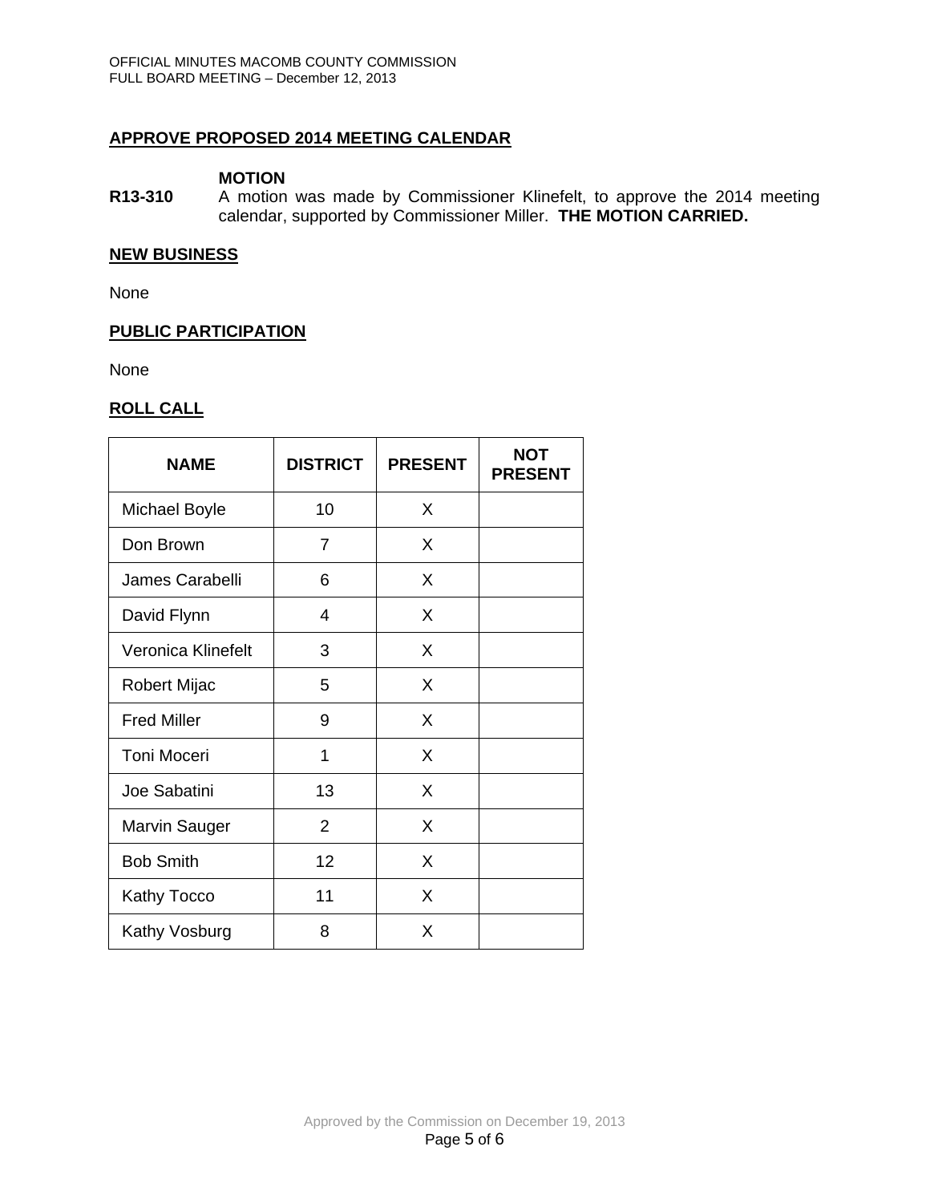## APPROVE PROPOSED 2014 MEETING CALENDAR

**MOTION**

**R13-310** A motion was made by Commissioner Klinefelt, to approve the 2014 meeting calendar, supported by Commissioner Miller. **THE MOTION CARRIED.**

## NEW BUSINESS

None

## PUBLIC PARTICIPATION

None

## ROLL CALL

| NAME | DISTRICT | PRESENT | NOT PRESENT |
|---|---|---|---|
| Michael Boyle | 10 | X | |
| Don Brown | 7 | X | |
| James Carabelli | 6 | X | |
| David Flynn | 4 | X | |
| Veronica Klinefelt | 3 | X | |
| Robert Mijac | 5 | X | |
| Fred Miller | 9 | X | |
| Toni Moceri | 1 | X | |
| Joe Sabatini | 13 | X | |
| Marvin Sauger | 2 | X | |
| Bob Smith | 12 | X | |
| Kathy Tocco | 11 | X | |
| Kathy Vosburg | 8 | X | |

Approved by the Commission on December 19, 2013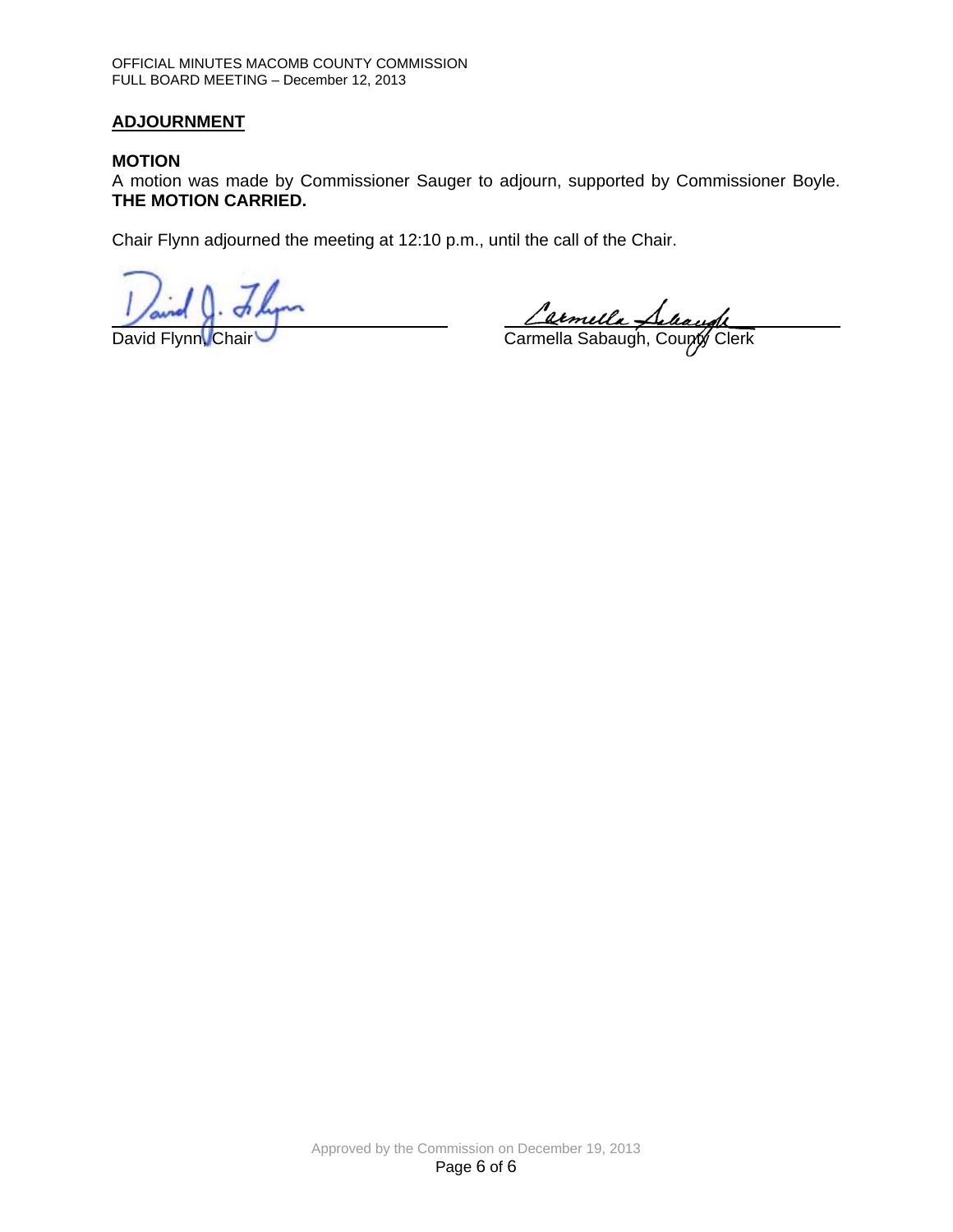## ADJOURNMENT

**MOTION**
A motion was made by Commissioner Sauger to adjourn, supported by Commissioner Boyle. **THE MOTION CARRIED.**

Chair Flynn adjourned the meeting at 12:10 p.m., until the call of the Chair.

David Flynn, Chair

Carmella Sabaugh, County Clerk

Approved by the Commission on December 19, 2013